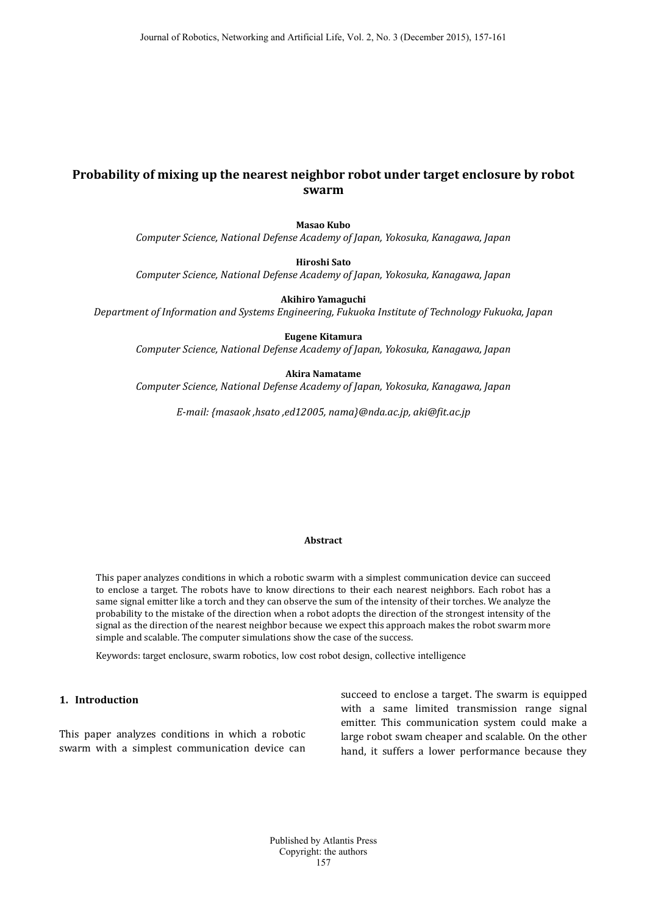# Probability of mixing up the nearest neighbor robot under target enclosure by robot swarm

**Masao Kubo**

*Computer Science, National Defense Academy of Japan, Yokosuka, Kanagawa, Japan*

**Hiroshi Sato**

*Computer Science, National Defense Academy of Japan, Yokosuka, Kanagawa, Japan*

**Akihiro Yamaguchi**

*Department of Information and Systems Engineering, Fukuoka Institute of Technology Fukuoka, Japan*

**Eugene Kitamura**

*Computer Science, National Defense Academy of Japan, Yokosuka, Kanagawa, Japan*

**Akira Namatame**

*Computer Science, National Defense Academy of Japan, Yokosuka, Kanagawa, Japan*

*E-mail: {masaok ,hsato ,ed12005, nama}@nda.ac.jp, aki@fit.ac.jp*

**Abstract**

This paper analyzes conditions in which a robotic swarm with a simplest communication device can succeed to enclose a target. The robots have to know directions to their each nearest neighbors. Each robot has a same signal emitter like a torch and they can observe the sum of the intensity of their torches. We analyze the probability to the mistake of the direction when a robot adopts the direction of the strongest intensity of the signal as the direction of the nearest neighbor because we expect this approach makes the robot swarm more simple and scalable. The computer simulations show the case of the success.

Keywords: target enclosure, swarm robotics, low cost robot design, collective intelligence

## 1. Introduction

This paper analyzes conditions in which a robotic swarm with a simplest communication device can succeed to enclose a target. The swarm is equipped with a same limited transmission range signal emitter. This communication system could make a large robot swam cheaper and scalable. On the other hand, it suffers a lower performance because they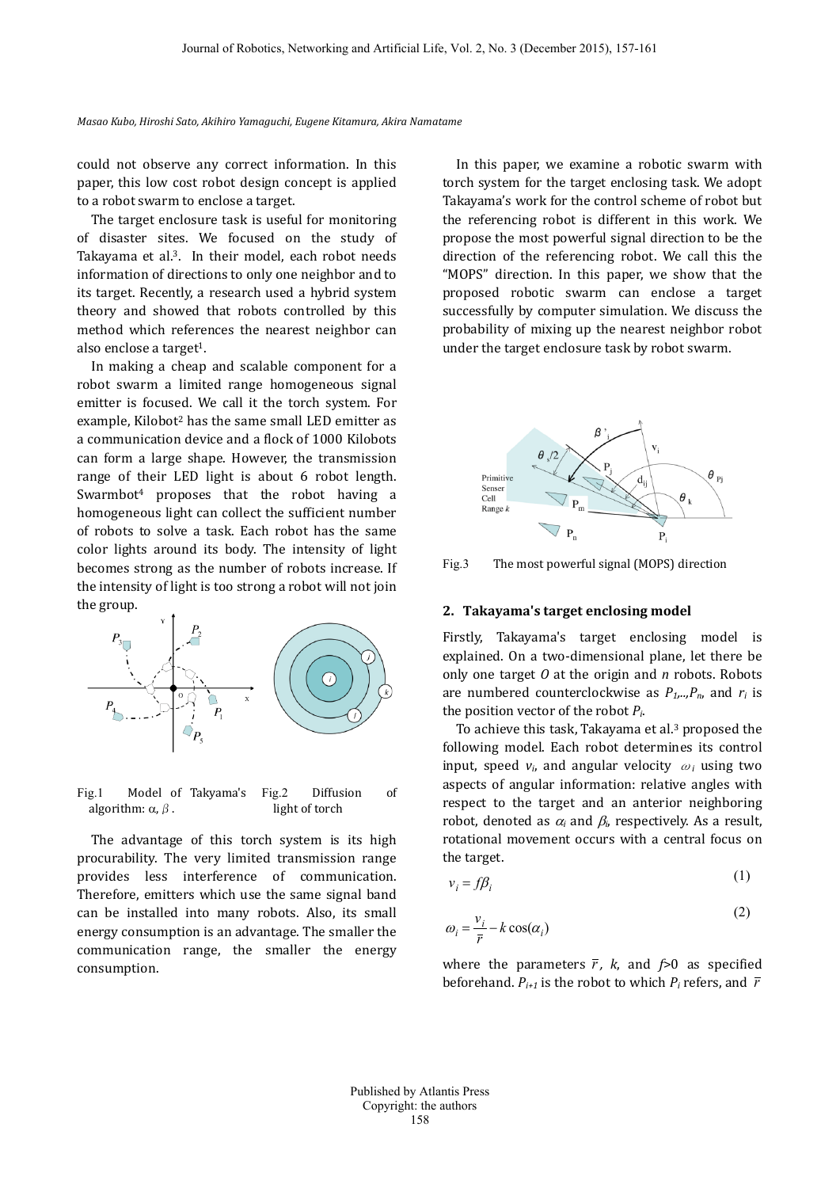could not observe any correct information. In this paper, this low cost robot design concept is applied to a robot swarm to enclose a target.

The target enclosure task is useful for monitoring of disaster sites. We focused on the study of Takayama et al.[3]. In their model, each robot needs information of directions to only one neighbor and to its target. Recently, a research used a hybrid system theory and showed that robots controlled by this method which references the nearest neighbor can also enclose a target[1].

In making a cheap and scalable component for a robot swarm a limited range homogeneous signal emitter is focused. We call it the torch system. For example, Kilobot[2] has the same small LED emitter as a communication device and a flock of 1000 Kilobots can form a large shape. However, the transmission range of their LED light is about 6 robot length. Swarmbot[4] proposes that the robot having a homogeneous light can collect the sufficient number of robots to solve a task. Each robot has the same color lights around its body. The intensity of light becomes strong as the number of robots increase. If the intensity of light is too strong a robot will not join the group.

Fig.1 Model of Takyama's algorithm: α, β.

Fig.2 Diffusion of light of torch

The advantage of this torch system is its high procurability. The very limited transmission range provides less interference of communication. Therefore, emitters which use the same signal band can be installed into many robots. Also, its small energy consumption is an advantage. The smaller the communication range, the smaller the energy consumption.

In this paper, we examine a robotic swarm with torch system for the target enclosing task. We adopt Takayama's work for the control scheme of robot but the referencing robot is different in this work. We propose the most powerful signal direction to be the direction of the referencing robot. We call this the "MOPS" direction. In this paper, we show that the proposed robotic swarm can enclose a target successfully by computer simulation. We discuss the probability of mixing up the nearest neighbor robot under the target enclosure task by robot swarm.

Fig.3 The most powerful signal (MOPS) direction

## 2. Takayama's target enclosing model

Firstly, Takayama's target enclosing model is explained. On a two-dimensional plane, let there be only one target $O$ at the origin and $n$ robots. Robots are numbered counterclockwise as $P_1,..,P_n$, and $r_i$ is the position vector of the robot $P_i$.

To achieve this task, Takayama et al.[3] proposed the following model. Each robot determines its control input, speed $v_i$, and angular velocity $\omega_i$ using two aspects of angular information: relative angles with respect to the target and an anterior neighboring robot, denoted as $\alpha_i$ and $\beta_i$, respectively. As a result, rotational movement occurs with a central focus on the target.

$$v_i = f\beta_i \tag{1}$$

$$\omega_i = \frac{v_i}{\bar{r}} - k\cos(\alpha_i) \tag{2}$$

where the parameters $\bar{r}$, $k$, and $f$>0 as specified beforehand. $P_{i+1}$ is the robot to which $P_i$ refers, and $\bar{r}$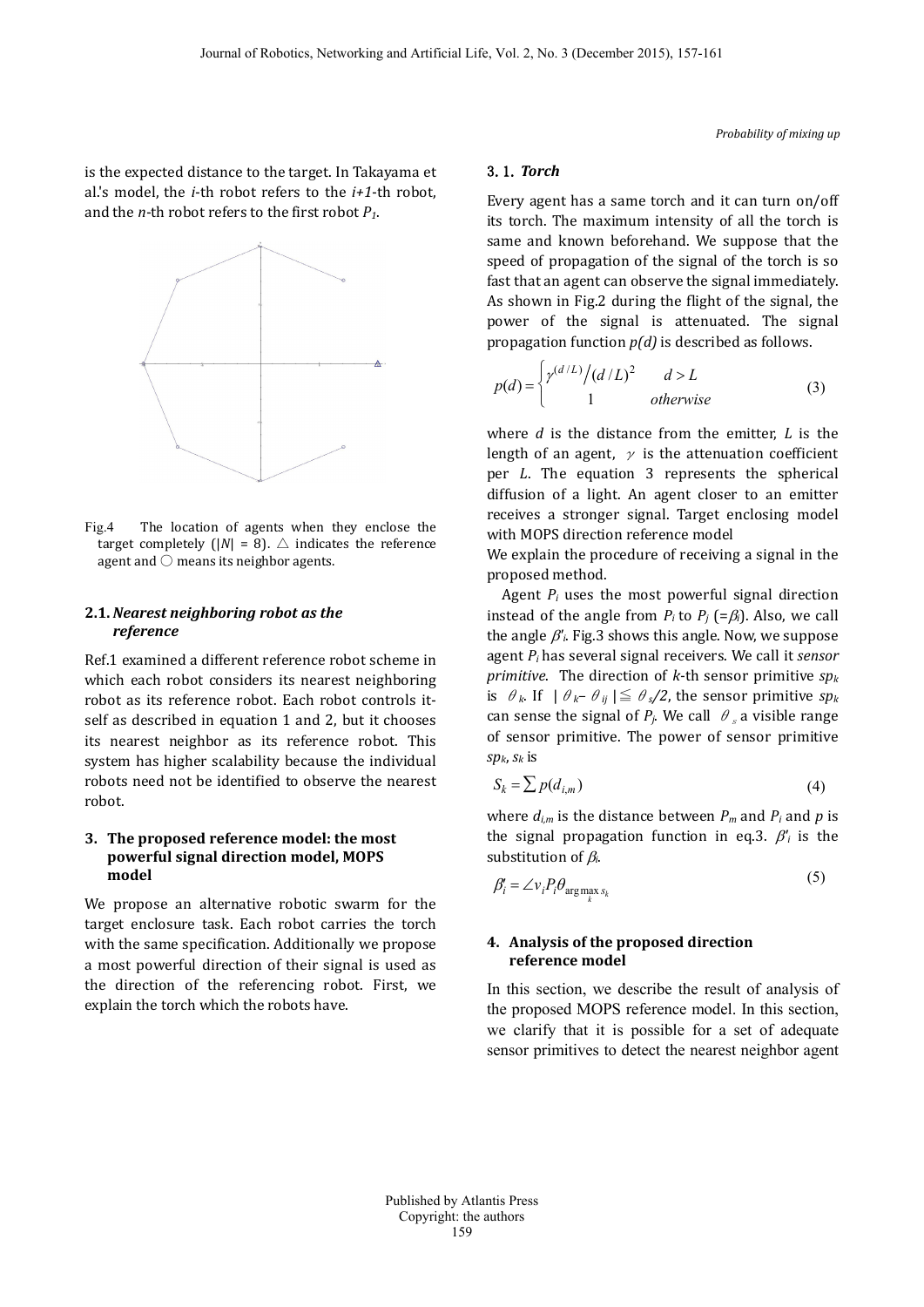is the expected distance to the target. In Takayama et al.'s model, the $i$-th robot refers to the $i+1$-th robot, and the $n$-th robot refers to the first robot $P_1$.

Fig.4 The location of agents when they enclose the target completely ($|N| = 8$). △ indicates the reference agent and ○ means its neighbor agents.

### 2.1. *Nearest neighboring robot as the reference*

Ref.1 examined a different reference robot scheme in which each robot considers its nearest neighboring robot as its reference robot. Each robot controls itself as described in equation 1 and 2, but it chooses its nearest neighbor as its reference robot. This system has higher scalability because the individual robots need not be identified to observe the nearest robot.

## 3. The proposed reference model: the most powerful signal direction model, MOPS model

We propose an alternative robotic swarm for the target enclosure task. Each robot carries the torch with the same specification. Additionally we propose a most powerful direction of their signal is used as the direction of the referencing robot. First, we explain the torch which the robots have.

### 3.1. *Torch*

Every agent has a same torch and it can turn on/off its torch. The maximum intensity of all the torch is same and known beforehand. We suppose that the speed of propagation of the signal of the torch is so fast that an agent can observe the signal immediately. As shown in Fig.2 during the flight of the signal, the power of the signal is attenuated. The signal propagation function $p(d)$ is described as follows.

$$p(d) = \begin{cases} \gamma^{(d/L)} \big/ (d/L)^2 & d > L \\ 1 & otherwise \end{cases} \tag{3}$$

where $d$ is the distance from the emitter, $L$ is the length of an agent, $\gamma$ is the attenuation coefficient per $L$. The equation 3 represents the spherical diffusion of a light. An agent closer to an emitter receives a stronger signal. Target enclosing model with MOPS direction reference model

We explain the procedure of receiving a signal in the proposed method.

Agent $P_i$ uses the most powerful signal direction instead of the angle from $P_i$ to $P_j$ (=$\beta_i$). Also, we call the angle $\beta'_i$. Fig.3 shows this angle. Now, we suppose agent $P_i$ has several signal receivers. We call it *sensor primitive*. The direction of $k$-th sensor primitive $sp_k$ is $\theta_k$. If $|\theta_k - \theta_{ij}| \leqq \theta_s/2$, the sensor primitive $sp_k$ can sense the signal of $P_j$. We call $\theta_s$ a visible range of sensor primitive. The power of sensor primitive $sp_k$, $s_k$ is

$$S_k = \sum p(d_{i,m}) \tag{4}$$

where $d_{i,m}$ is the distance between $P_m$ and $P_i$ and $p$ is the signal propagation function in eq.3. $\beta'_i$ is the substitution of $\beta_i$.

$$\beta'_i = \angle v_i P_i \theta_{\arg\max_k s_k} \tag{5}$$

## 4. Analysis of the proposed direction reference model

In this section, we describe the result of analysis of the proposed MOPS reference model. In this section, we clarify that it is possible for a set of adequate sensor primitives to detect the nearest neighbor agent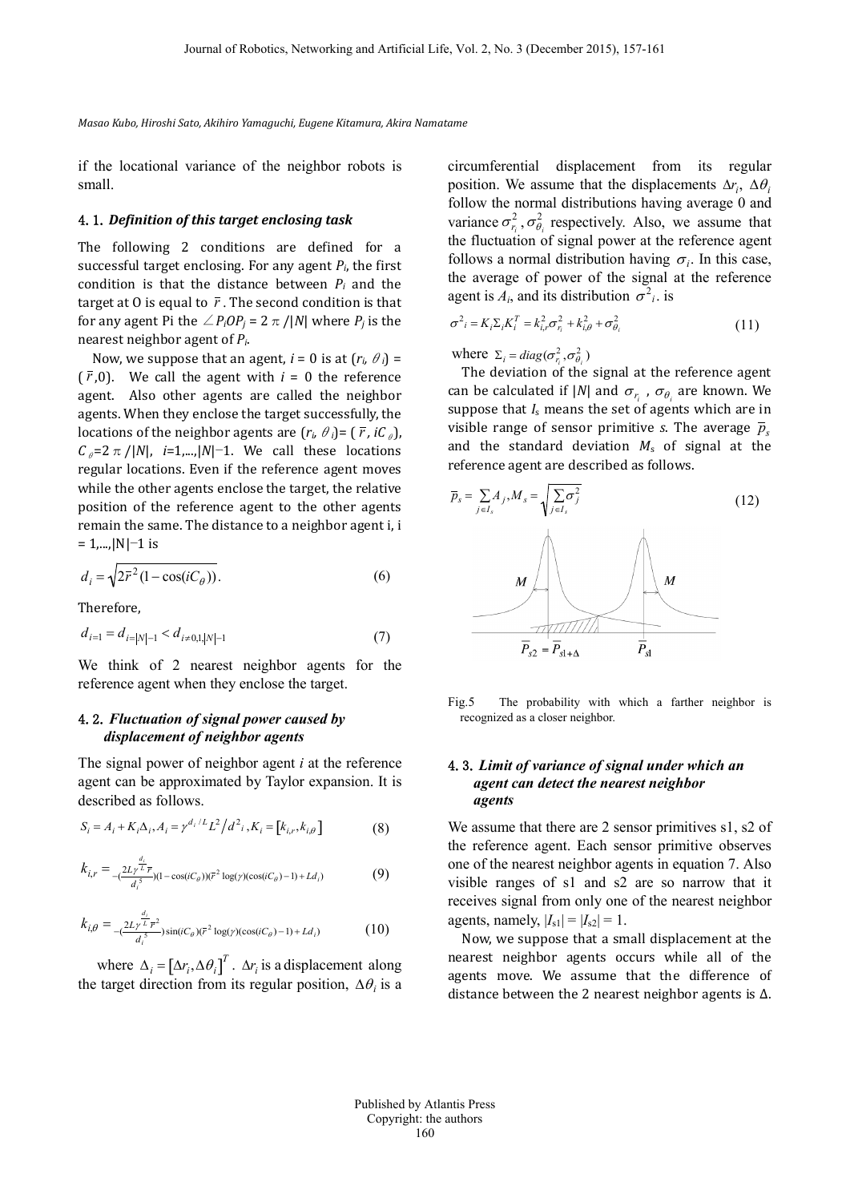if the locational variance of the neighbor robots is small.

### 4. 1. *Definition of this target enclosing task*

The following 2 conditions are defined for a successful target enclosing. For any agent $P_i$, the first condition is that the distance between $P_i$ and the target at O is equal to $\bar{r}$. The second condition is that for any agent Pi the $\angle P_iOP_j = 2\pi/|N|$ where $P_j$ is the nearest neighbor agent of $P_i$.

Now, we suppose that an agent, $i = 0$ is at $(r_i, \theta_i) = (\bar{r}, 0)$. We call the agent with $i = 0$ the reference agent. Also other agents are called the neighbor agents. When they enclose the target successfully, the locations of the neighbor agents are $(r_i, \theta_i) = (\bar{r}, iC_\theta)$, $C_\theta = 2\pi/|N|$, $i=1,\ldots,|N|-1$. We call these locations regular locations. Even if the reference agent moves while the other agents enclose the target, the relative position of the reference agent to the other agents remain the same. The distance to a neighbor agent i, i = 1,...,|N|−1 is

$$d_i = \sqrt{2\bar{r}^2(1-\cos(iC_\theta))}. \tag{6}$$

Therefore,

$$d_{i=1} = d_{i=|N|-1} < d_{i\neq 0,1,|N|-1} \tag{7}$$

We think of 2 nearest neighbor agents for the reference agent when they enclose the target.

### 4. 2. *Fluctuation of signal power caused by displacement of neighbor agents*

The signal power of neighbor agent $i$ at the reference agent can be approximated by Taylor expansion. It is described as follows.

$$S_i = A_i + K_i\Delta_i, A_i = \gamma^{d_i/L}L^2/d^2{}_i, K_i = [k_{i,r}, k_{i,\theta}] \tag{8}$$

$$k_{i,r} = -(\frac{2L\gamma^{\frac{d_i}{L}}\bar{r}}{d_i^5})(1-\cos(iC_\theta))(\bar{r}^2\log(\gamma)(\cos(iC_\theta)-1)+Ld_i) \tag{9}$$

$$k_{i,\theta} = -(\frac{2L\gamma^{\frac{d_i}{L}}\bar{r}^2}{d_i^5})\sin(iC_\theta)(\bar{r}^2\log(\gamma)(\cos(iC_\theta)-1)+Ld_i) \tag{10}$$

where $\Delta_i = [\Delta r_i, \Delta\theta_i]^T$. $\Delta r_i$ is a displacement along the target direction from its regular position, $\Delta\theta_i$ is a circumferential displacement from its regular position. We assume that the displacements $\Delta r_i$, $\Delta\theta_i$ follow the normal distributions having average 0 and variance $\sigma_{r_i}^2, \sigma_{\theta_i}^2$ respectively. Also, we assume that the fluctuation of signal power at the reference agent follows a normal distribution having $\sigma_i$. In this case, the average of power of the signal at the reference agent is $A_i$, and its distribution $\sigma^2{}_i$. is

$$\sigma^2{}_i = K_i\Sigma_iK_i^T = k_{i,r}^2\sigma_{r_i}^2 + k_{i,\theta}^2 + \sigma_{\theta_i}^2 \tag{11}$$

where $\Sigma_i = diag(\sigma_{r_i}^2, \sigma_{\theta_i}^2)$

The deviation of the signal at the reference agent can be calculated if $|N|$ and $\sigma_{r_i}$, $\sigma_{\theta_i}$ are known. We suppose that $I_s$ means the set of agents which are in visible range of sensor primitive $s$. The average $\bar{p}_s$ and the standard deviation $M_s$ of signal at the reference agent are described as follows.

$$\bar{p}_s = \sum_{j\in I_s} A_j, M_s = \sqrt{\sum_{j\in I_s}\sigma_j^2} \tag{12}$$

Fig.5 The probability with which a farther neighbor is recognized as a closer neighbor.

### 4. 3. *Limit of variance of signal under which an agent can detect the nearest neighbor agents*

We assume that there are 2 sensor primitives s1, s2 of the reference agent. Each sensor primitive observes one of the nearest neighbor agents in equation 7. Also visible ranges of s1 and s2 are so narrow that it receives signal from only one of the nearest neighbor agents, namely, $|I_{s1}| = |I_{s2}| = 1$.

Now, we suppose that a small displacement at the nearest neighbor agents occurs while all of the agents move. We assume that the difference of distance between the 2 nearest neighbor agents is Δ.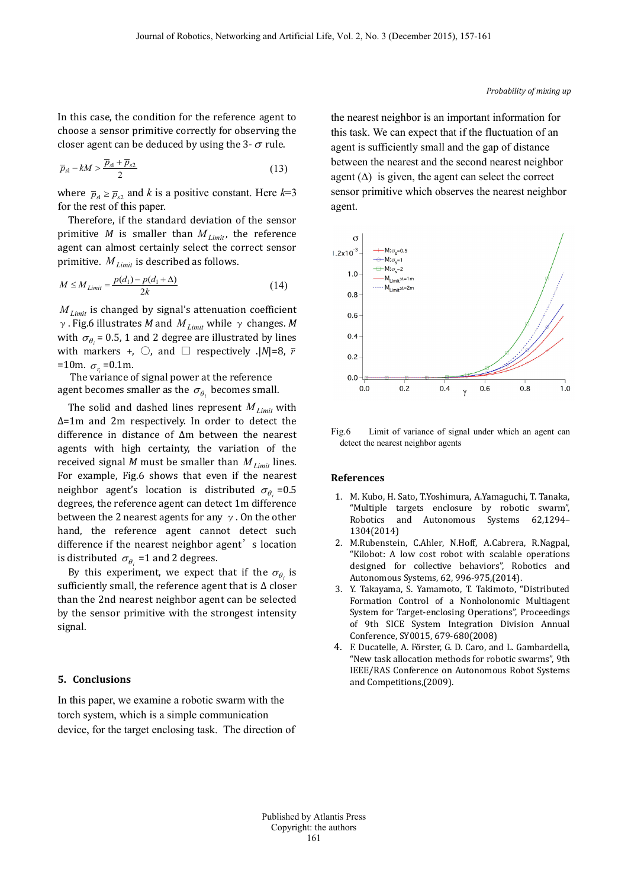In this case, the condition for the reference agent to choose a sensor primitive correctly for observing the closer agent can be deduced by using the 3-$\sigma$ rule.

$$\bar{p}_{s1} - kM > \frac{\bar{p}_{s1} + \bar{p}_{s2}}{2} \qquad (13)$$

where $\bar{p}_{s1} \geq \bar{p}_{s2}$ and $k$ is a positive constant. Here $k$=3 for the rest of this paper.

Therefore, if the standard deviation of the sensor primitive $M$ is smaller than $M_{Limit}$, the reference agent can almost certainly select the correct sensor primitive. $M_{Limit}$ is described as follows.

$$M \leq M_{Limit} = \frac{p(d_1) - p(d_1 + \Delta)}{2k} \qquad (14)$$

$M_{Limit}$ is changed by signal's attenuation coefficient $\gamma$. Fig.6 illustrates $M$ and $M_{Limit}$ while $\gamma$ changes. $M$ with $\sigma_{\theta_i}$ = 0.5, 1 and 2 degree are illustrated by lines with markers +, ○, and □ respectively .$|N|$=8, $\bar{r}$ =10m. $\sigma_{r_i}$ =0.1m.

The variance of signal power at the reference agent becomes smaller as the $\sigma_{\theta_i}$ becomes small.

The solid and dashed lines represent $M_{Limit}$ with Δ=1m and 2m respectively. In order to detect the difference in distance of Δm between the nearest agents with high certainty, the variation of the received signal $M$ must be smaller than $M_{Limit}$ lines. For example, Fig.6 shows that even if the nearest neighbor agent's location is distributed $\sigma_{\theta_i}$ =0.5 degrees, the reference agent can detect 1m difference between the 2 nearest agents for any $\gamma$. On the other hand, the reference agent cannot detect such difference if the nearest neighbor agent's location is distributed $\sigma_{\theta_i}$ =1 and 2 degrees.

By this experiment, we expect that if the $\sigma_{\theta_i}$ is sufficiently small, the reference agent that is Δ closer than the 2nd nearest neighbor agent can be selected by the sensor primitive with the strongest intensity signal.

## 5. Conclusions

In this paper, we examine a robotic swarm with the torch system, which is a simple communication device, for the target enclosing task. The direction of the nearest neighbor is an important information for this task. We can expect that if the fluctuation of an agent is sufficiently small and the gap of distance between the nearest and the second nearest neighbor agent (Δ) is given, the agent can select the correct sensor primitive which observes the nearest neighbor agent.

σ
1.2x10⁻³
1.0
0.8
0.6
0.4
0.2
0.0
0.0 0.2 0.4 γ 0.6 0.8 1.0
M;σ_s=0.5
M;σ_s=1
M;σ_s=2
M_Limit;Δ=1m
M_Limit;Δ=2m

Fig.6 Limit of variance of signal under which an agent can detect the nearest neighbor agents

## References

1. M. Kubo, H. Sato, T.Yoshimura, A.Yamaguchi, T. Tanaka, "Multiple targets enclosure by robotic swarm", Robotics and Autonomous Systems 62,1294–1304(2014)
2. M.Rubenstein, C.Ahler, N.Hoff, A.Cabrera, R.Nagpal, "Kilobot: A low cost robot with scalable operations designed for collective behaviors", Robotics and Autonomous Systems, 62, 996-975,(2014).
3. Y. Takayama, S. Yamamoto, T. Takimoto, "Distributed Formation Control of a Nonholonomic Multiagent System for Target-enclosing Operations", Proceedings of 9th SICE System Integration Division Annual Conference, SY0015, 679-680(2008)
4. F. Ducatelle, A. Förster, G. D. Caro, and L. Gambardella, "New task allocation methods for robotic swarms", 9th IEEE/RAS Conference on Autonomous Robot Systems and Competitions,(2009).